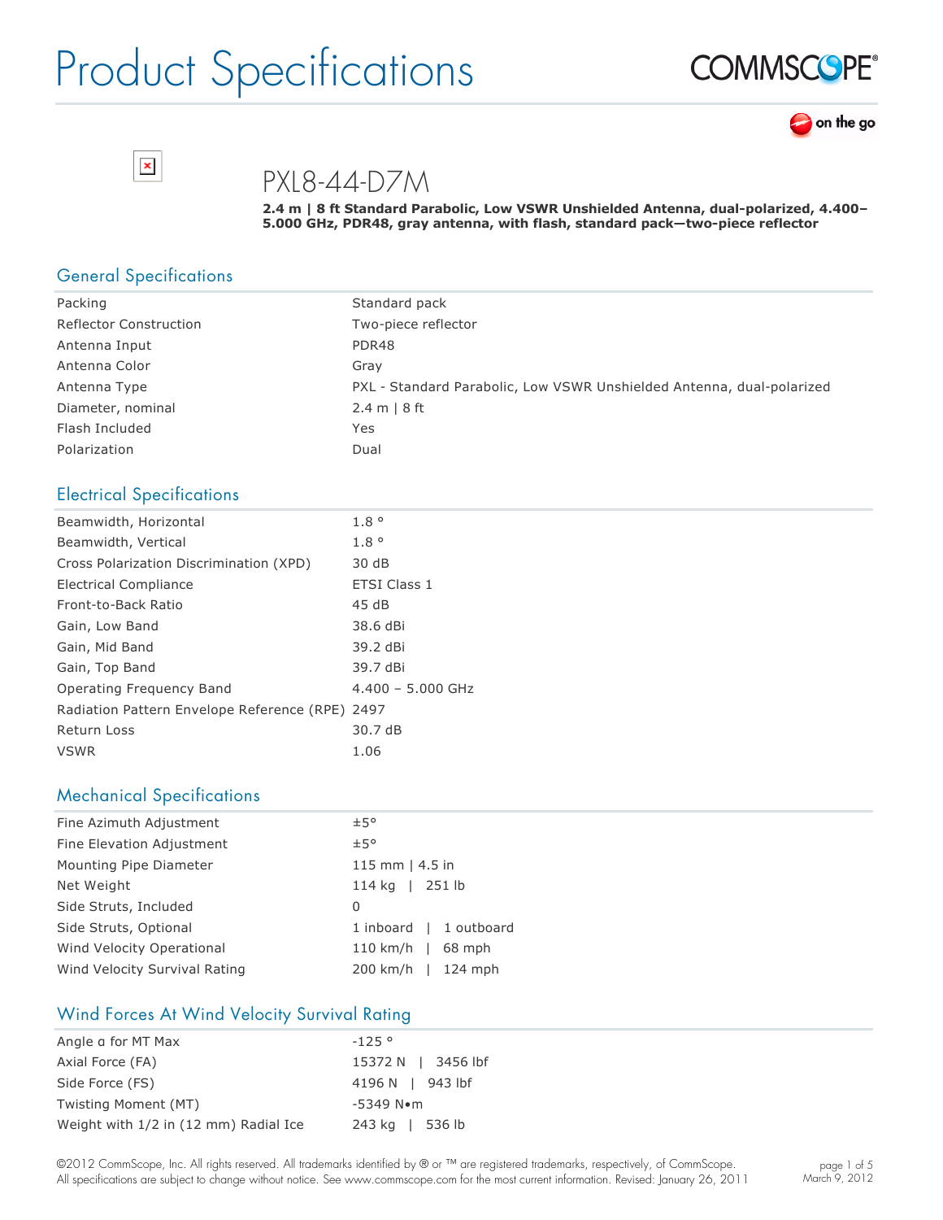# Product Specifications

# PXL8-44-D7M

**2.4 m | 8 ft Standard Parabolic, Low VSWR Unshielded Antenna, dual-polarized, 4.400–5.000 GHz, PDR48, gray antenna, with flash, standard pack—two-piece reflector**

## General Specifications

| | |
|---|---|
| Packing | Standard pack |
| Reflector Construction | Two-piece reflector |
| Antenna Input | PDR48 |
| Antenna Color | Gray |
| Antenna Type | PXL - Standard Parabolic, Low VSWR Unshielded Antenna, dual-polarized |
| Diameter, nominal | 2.4 m \| 8 ft |
| Flash Included | Yes |
| Polarization | Dual |

## Electrical Specifications

| | |
|---|---|
| Beamwidth, Horizontal | 1.8 ° |
| Beamwidth, Vertical | 1.8 ° |
| Cross Polarization Discrimination (XPD) | 30 dB |
| Electrical Compliance | ETSI Class 1 |
| Front-to-Back Ratio | 45 dB |
| Gain, Low Band | 38.6 dBi |
| Gain, Mid Band | 39.2 dBi |
| Gain, Top Band | 39.7 dBi |
| Operating Frequency Band | 4.400 – 5.000 GHz |
| Radiation Pattern Envelope Reference (RPE) | 2497 |
| Return Loss | 30.7 dB |
| VSWR | 1.06 |

## Mechanical Specifications

| | |
|---|---|
| Fine Azimuth Adjustment | ±5° |
| Fine Elevation Adjustment | ±5° |
| Mounting Pipe Diameter | 115 mm \| 4.5 in |
| Net Weight | 114 kg \| 251 lb |
| Side Struts, Included | 0 |
| Side Struts, Optional | 1 inboard \| 1 outboard |
| Wind Velocity Operational | 110 km/h \| 68 mph |
| Wind Velocity Survival Rating | 200 km/h \| 124 mph |

## Wind Forces At Wind Velocity Survival Rating

| | |
|---|---|
| Angle α for MT Max | -125 ° |
| Axial Force (FA) | 15372 N \| 3456 lbf |
| Side Force (FS) | 4196 N \| 943 lbf |
| Twisting Moment (MT) | -5349 N•m |
| Weight with 1/2 in (12 mm) Radial Ice | 243 kg \| 536 lb |

©2012 CommScope, Inc. All rights reserved. All trademarks identified by ® or ™ are registered trademarks, respectively, of CommScope. All specifications are subject to change without notice. See www.commscope.com for the most current information. Revised: January 26, 2011

March 9, 2012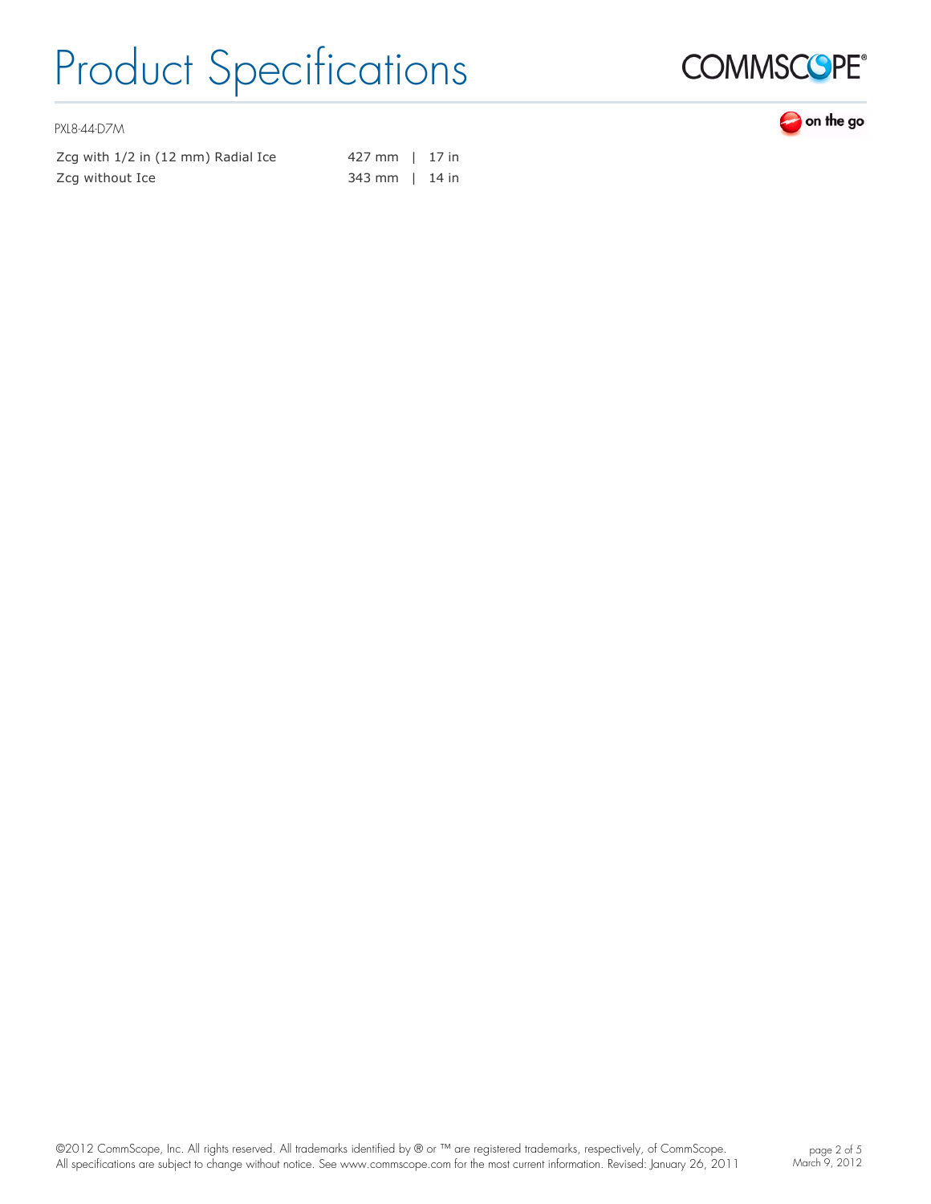| | |
|---|---|
| Zcg with 1/2 in (12 mm) Radial Ice | 427 mm \| 17 in |
| Zcg without Ice | 343 mm \| 14 in |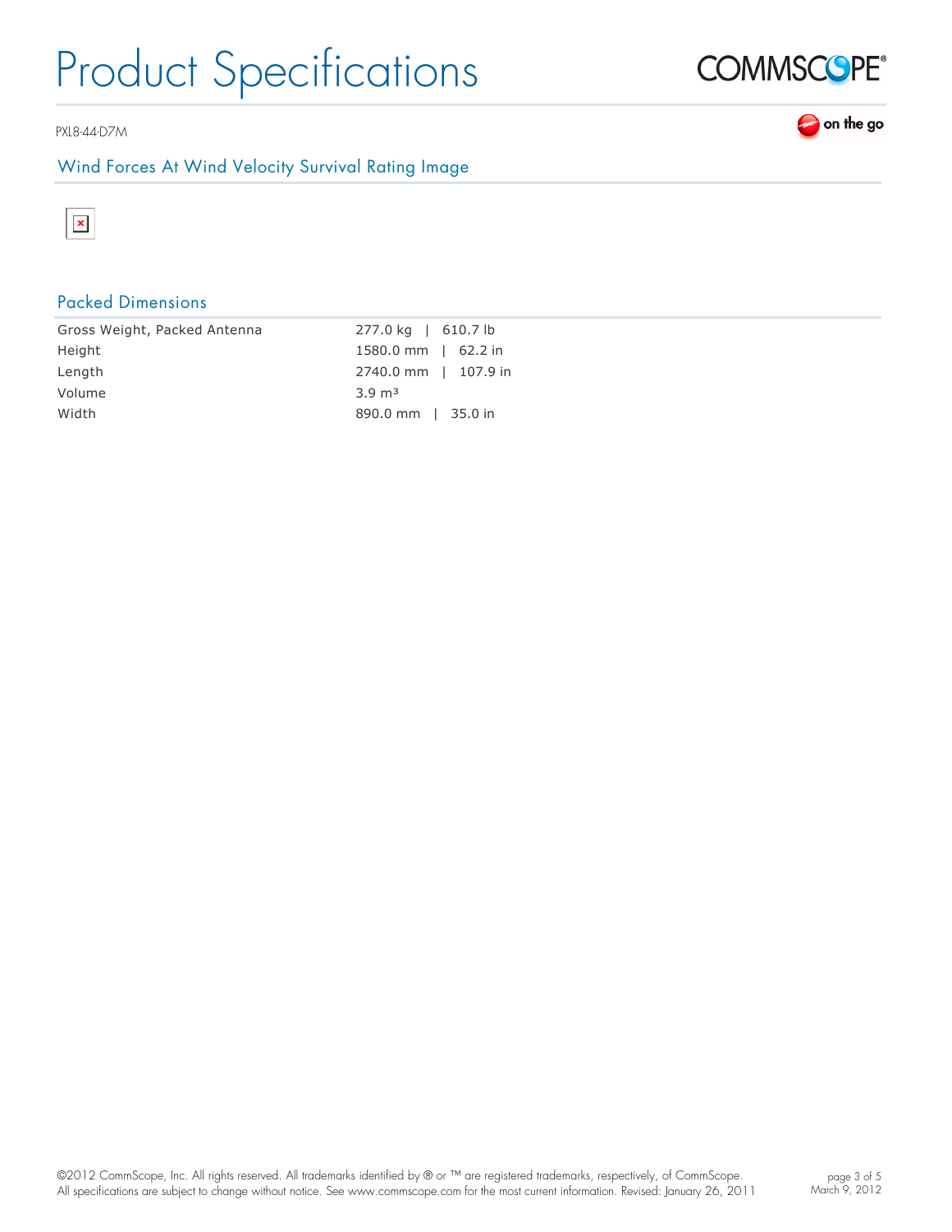PXL8-44-D7M

## Wind Forces At Wind Velocity Survival Rating Image

## Packed Dimensions

| | |
|---|---|
| Gross Weight, Packed Antenna | 277.0 kg \| 610.7 lb |
| Height | 1580.0 mm \| 62.2 in |
| Length | 2740.0 mm \| 107.9 in |
| Volume | 3.9 m³ |
| Width | 890.0 mm \| 35.0 in |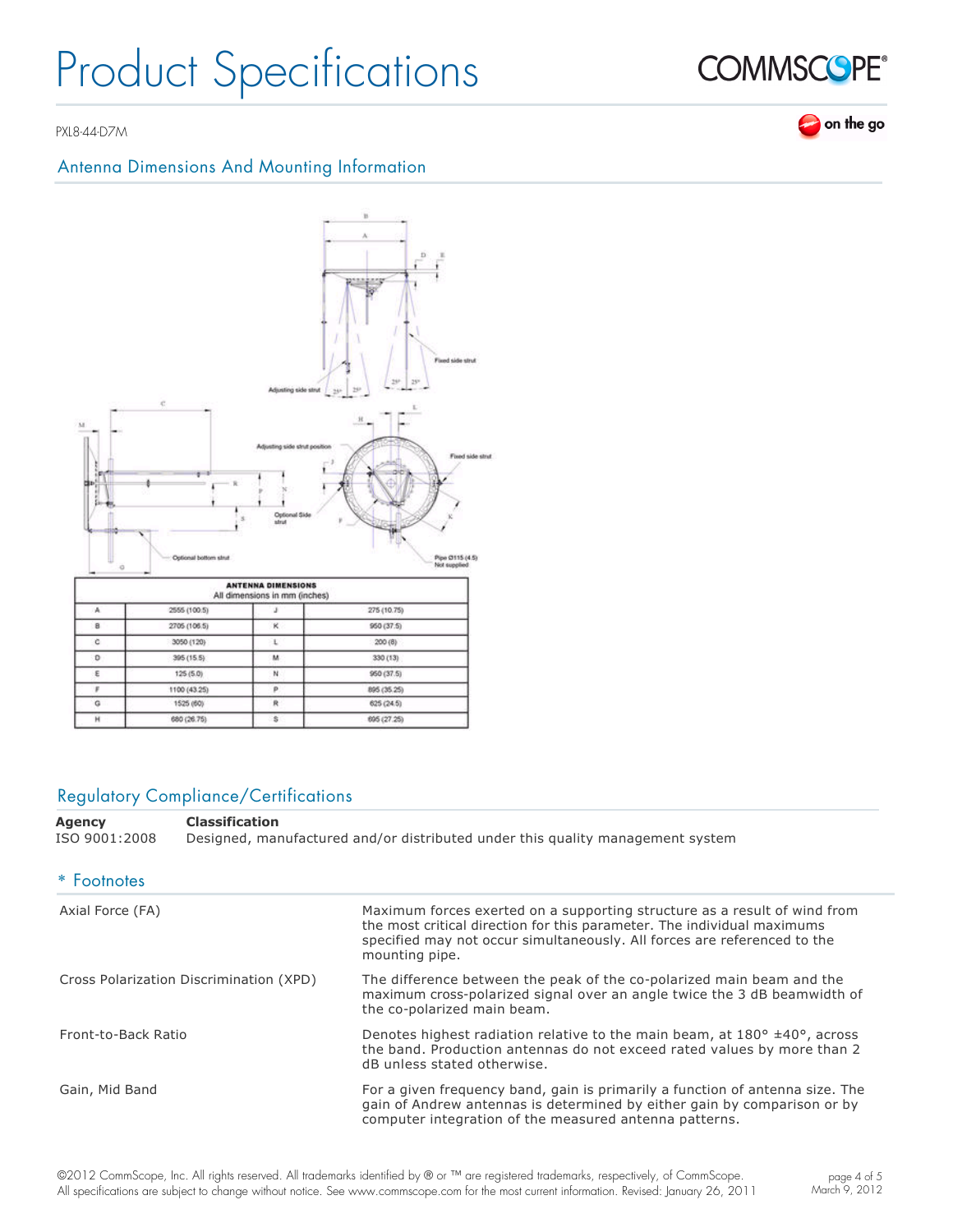# Product Specifications

PXL8-44-D7M

## Antenna Dimensions And Mounting Information

| ANTENNA DIMENSIONS<br>All dimensions in mm (inches) | | | |
|---|---|---|---|
| A | 2555 (100.5) | J | 275 (10.75) |
| B | 2705 (106.5) | K | 950 (37.5) |
| C | 3050 (120) | L | 200 (8) |
| D | 395 (15.5) | M | 330 (13) |
| E | 125 (5.0) | N | 950 (37.5) |
| F | 1100 (43.25) | P | 895 (35.25) |
| G | 1525 (60) | R | 625 (24.5) |
| H | 680 (26.75) | S | 695 (27.25) |

## Regulatory Compliance/Certifications

| Agency | Classification |
|---|---|
| ISO 9001:2008 | Designed, manufactured and/or distributed under this quality management system |

## * Footnotes

| | |
|---|---|
| Axial Force (FA) | Maximum forces exerted on a supporting structure as a result of wind from the most critical direction for this parameter. The individual maximums specified may not occur simultaneously. All forces are referenced to the mounting pipe. |
| Cross Polarization Discrimination (XPD) | The difference between the peak of the co-polarized main beam and the maximum cross-polarized signal over an angle twice the 3 dB beamwidth of the co-polarized main beam. |
| Front-to-Back Ratio | Denotes highest radiation relative to the main beam, at 180° ±40°, across the band. Production antennas do not exceed rated values by more than 2 dB unless stated otherwise. |
| Gain, Mid Band | For a given frequency band, gain is primarily a function of antenna size. The gain of Andrew antennas is determined by either gain by comparison or by computer integration of the measured antenna patterns. |

©2012 CommScope, Inc. All rights reserved. All trademarks identified by ® or ™ are registered trademarks, respectively, of CommScope. All specifications are subject to change without notice. See www.commscope.com for the most current information. Revised: January 26, 2011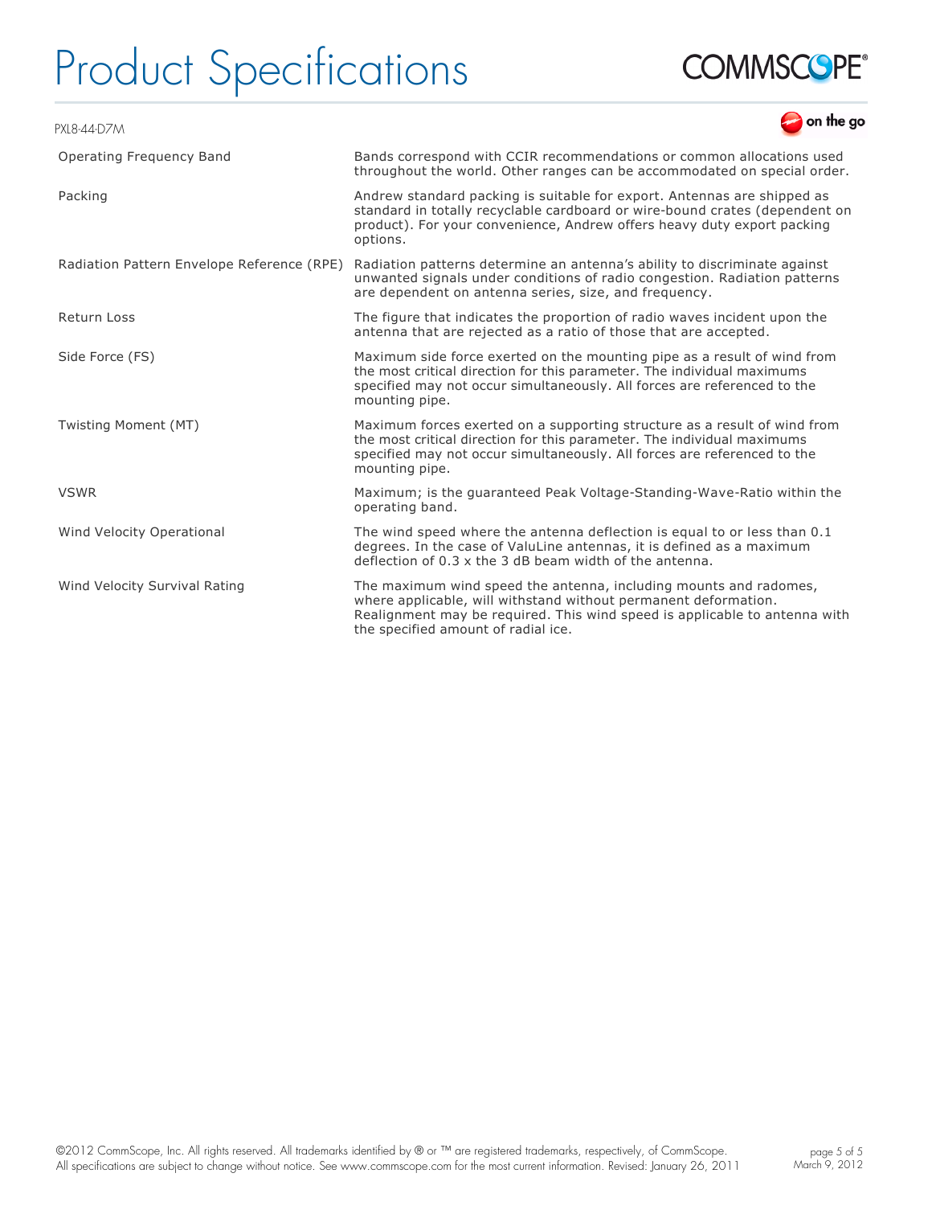PXL8-44-D7M

| | |
|---|---|
| Operating Frequency Band | Bands correspond with CCIR recommendations or common allocations used throughout the world. Other ranges can be accommodated on special order. |
| Packing | Andrew standard packing is suitable for export. Antennas are shipped as standard in totally recyclable cardboard or wire-bound crates (dependent on product). For your convenience, Andrew offers heavy duty export packing options. |
| Radiation Pattern Envelope Reference (RPE) | Radiation patterns determine an antenna's ability to discriminate against unwanted signals under conditions of radio congestion. Radiation patterns are dependent on antenna series, size, and frequency. |
| Return Loss | The figure that indicates the proportion of radio waves incident upon the antenna that are rejected as a ratio of those that are accepted. |
| Side Force (FS) | Maximum side force exerted on the mounting pipe as a result of wind from the most critical direction for this parameter. The individual maximums specified may not occur simultaneously. All forces are referenced to the mounting pipe. |
| Twisting Moment (MT) | Maximum forces exerted on a supporting structure as a result of wind from the most critical direction for this parameter. The individual maximums specified may not occur simultaneously. All forces are referenced to the mounting pipe. |
| VSWR | Maximum; is the guaranteed Peak Voltage-Standing-Wave-Ratio within the operating band. |
| Wind Velocity Operational | The wind speed where the antenna deflection is equal to or less than 0.1 degrees. In the case of ValuLine antennas, it is defined as a maximum deflection of 0.3 x the 3 dB beam width of the antenna. |
| Wind Velocity Survival Rating | The maximum wind speed the antenna, including mounts and radomes, where applicable, will withstand without permanent deformation. Realignment may be required. This wind speed is applicable to antenna with the specified amount of radial ice. |